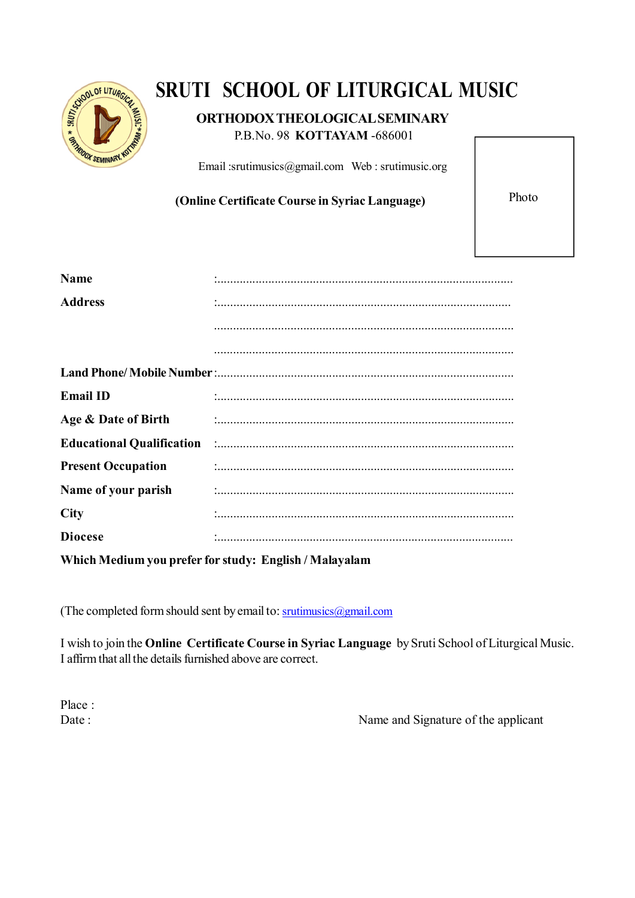# SRUTI SCHOOL OF LITURGICAL MUSIC

**ORTHODOX THEOLOGICAL SEMINARY**

P.B.No. 98 **KOTTAYAM** -686001

Email :srutimusics@gmail.com Web : srutimusic.org

**(Online Certificate Course in Syriac Language)**

Photo

**Name** :.............................................................................................

**Address** :.............................................................................................

.............................................................................................

.............................................................................................

**Land Phone/ Mobile Number** :.............................................................................................

**Email ID** :.............................................................................................

**Age & Date of Birth** :.............................................................................................

**Educational Qualification** :.............................................................................................

**Present Occupation** :.............................................................................................

**Name of your parish** :.............................................................................................

**City** :.............................................................................................

**Diocese** :.............................................................................................

**Which Medium you prefer for study: English / Malayalam**

(The completed form should sent by email to: srutimusics@gmail.com

I wish to join the **Online Certificate Course in Syriac Language** by Sruti School of Liturgical Music. I affirm that all the details furnished above are correct.

Place :

Date : Name and Signature of the applicant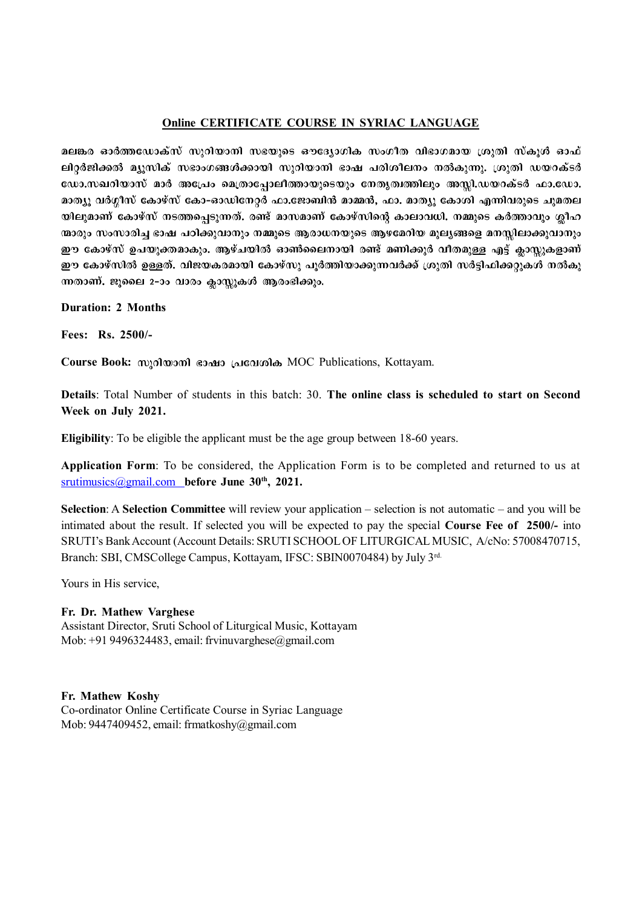# Online CERTIFICATE COURSE IN SYRIAC LANGUAGE

മലങ്കര ഓർത്തഡോക്സ് സുറിയാനി സഭയുടെ ഔദ്യോഗിക സംഗീത വിഭാഗമായ ശ്രുതി സ്കൂൾ ഓഫ് ലിറ്റർജിക്കൽ മ്യൂസിക് സഭാംഗങ്ങൾക്കായി സുറിയാനി ഭാഷ പരിശീലനം നൽകുന്നു. ശ്രുതി ഡയറക്ടർ ഡോ.സഖറിയാസ് മാർ അപ്രേം മെത്രാപ്പോലീത്തായുടെയും നേതൃത്വത്തിലും അസ്സി.ഡയറക്ടർ ഫാ.ഡോ. മാത്യൂ വർഗ്ഗീസ് കോഴ്സ് കോ-ഓഡിനേറ്റർ ഫാ.ജോബിൻ മാമ്മൻ, ഫാ. മാത്യു കോശി എന്നിവരുടെ ചുമതലയിലുമാണ് കോഴ്സ് നടത്തപ്പെടുന്നത്. രണ്ട് മാസമാണ് കോഴ്സിന്റെ കാലാവധി. നമ്മുടെ കർത്താവും ശ്ലീഹന്മാരും സംസാരിച്ച ഭാഷ പഠിക്കുവാനും നമ്മുടെ ആരാധനയുടെ ആഴമേറിയ മൂല്യങ്ങളെ മനസ്സിലാക്കുവാനും ഈ കോഴ്സ് ഉപയുക്തമാകും. ആഴ്ചയിൽ ഓൺലൈനായി രണ്ട് മണിക്കൂർ വീതമുള്ള എട്ട് ക്ലാസ്സുകളാണ് ഈ കോഴ്സിൽ ഉള്ളത്. വിജയകരമായി കോഴ്സു പൂർത്തിയാക്കുന്നവർക്ക് ശ്രുതി സർട്ടിഫിക്കറ്റുകൾ നൽകുന്നതാണ്. ജൂലൈ 2-ാം വാരം ക്ലാസ്സുകൾ ആരംഭിക്കും.

**Duration: 2 Months**

**Fees: Rs. 2500/-**

**Course Book:** സുറിയാനി ഭാഷാ പ്രവേശിക MOC Publications, Kottayam.

**Details**: Total Number of students in this batch: 30. **The online class is scheduled to start on Second Week on July 2021.**

**Eligibility**: To be eligible the applicant must be the age group between 18-60 years.

**Application Form**: To be considered, the Application Form is to be completed and returned to us at srutimusics@gmail.com **before June 30th, 2021.**

**Selection**: A **Selection Committee** will review your application – selection is not automatic – and you will be intimated about the result. If selected you will be expected to pay the special **Course Fee of 2500/-** into SRUTI's Bank Account (Account Details: SRUTI SCHOOL OF LITURGICAL MUSIC, A/cNo: 57008470715, Branch: SBI, CMSCollege Campus, Kottayam, IFSC: SBIN0070484) by July 3rd.

Yours in His service,

**Fr. Dr. Mathew Varghese**
Assistant Director, Sruti School of Liturgical Music, Kottayam
Mob: +91 9496324483, email: frvinuvarghese@gmail.com

**Fr. Mathew Koshy**
Co-ordinator Online Certificate Course in Syriac Language
Mob: 9447409452, email: frmatkoshy@gmail.com